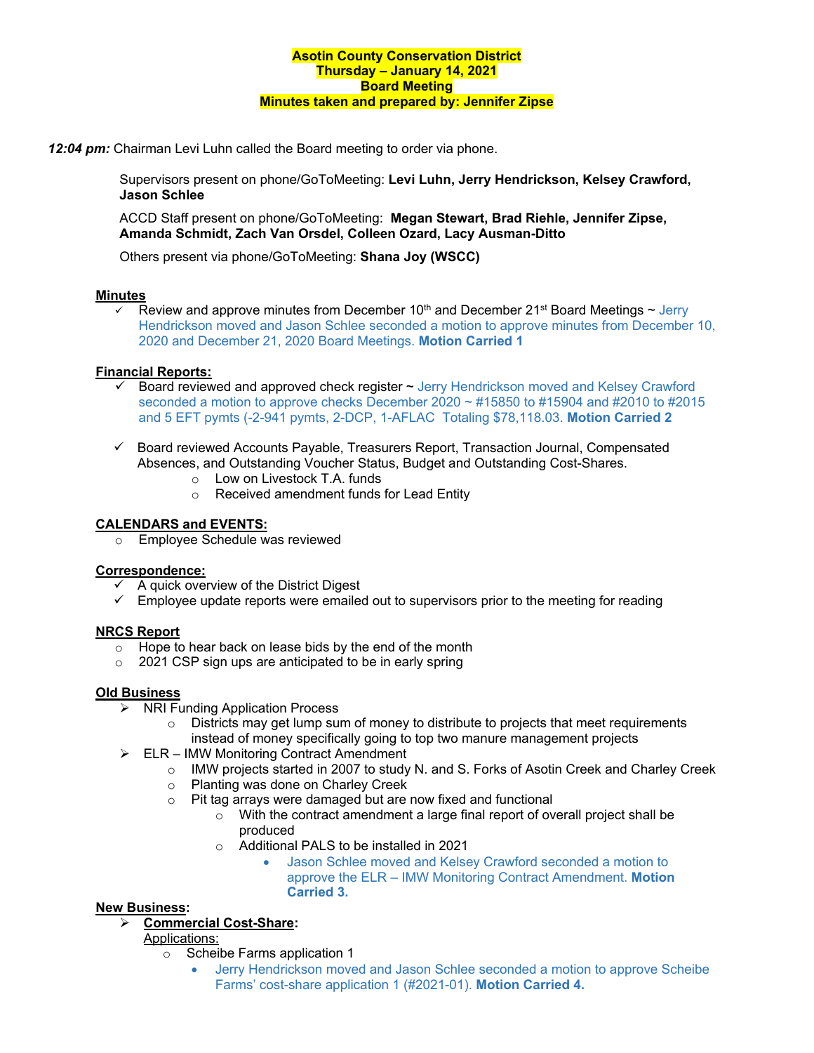**Asotin County Conservation District**
**Thursday – January 14, 2021**
**Board Meeting**
**Minutes taken and prepared by: Jennifer Zipse**

***12:04 pm:*** Chairman Levi Luhn called the Board meeting to order via phone.

Supervisors present on phone/GoToMeeting: **Levi Luhn, Jerry Hendrickson, Kelsey Crawford, Jason Schlee**

ACCD Staff present on phone/GoToMeeting: **Megan Stewart, Brad Riehle, Jennifer Zipse, Amanda Schmidt, Zach Van Orsdel, Colleen Ozard, Lacy Ausman-Ditto**

Others present via phone/GoToMeeting: **Shana Joy (WSCC)**

**Minutes**

- ✓ Review and approve minutes from December 10th and December 21st Board Meetings ~ Jerry Hendrickson moved and Jason Schlee seconded a motion to approve minutes from December 10, 2020 and December 21, 2020 Board Meetings. **Motion Carried 1**

**Financial Reports:**

- ✓ Board reviewed and approved check register ~ Jerry Hendrickson moved and Kelsey Crawford seconded a motion to approve checks December 2020 ~ #15850 to #15904 and #2010 to #2015 and 5 EFT pymts (-2-941 pymts, 2-DCP, 1-AFLAC Totaling $78,118.03. **Motion Carried 2**

- ✓ Board reviewed Accounts Payable, Treasurers Report, Transaction Journal, Compensated Absences, and Outstanding Voucher Status, Budget and Outstanding Cost-Shares.
  - Low on Livestock T.A. funds
  - Received amendment funds for Lead Entity

**CALENDARS and EVENTS:**

- Employee Schedule was reviewed

**Correspondence:**

- ✓ A quick overview of the District Digest
- ✓ Employee update reports were emailed out to supervisors prior to the meeting for reading

**NRCS Report**

- Hope to hear back on lease bids by the end of the month
- 2021 CSP sign ups are anticipated to be in early spring

**Old Business**

- ➢ NRI Funding Application Process
  - Districts may get lump sum of money to distribute to projects that meet requirements instead of money specifically going to top two manure management projects
- ➢ ELR – IMW Monitoring Contract Amendment
  - IMW projects started in 2007 to study N. and S. Forks of Asotin Creek and Charley Creek
  - Planting was done on Charley Creek
  - Pit tag arrays were damaged but are now fixed and functional
    - With the contract amendment a large final report of overall project shall be produced
    - Additional PALS to be installed in 2021
      - Jason Schlee moved and Kelsey Crawford seconded a motion to approve the ELR – IMW Monitoring Contract Amendment. **Motion Carried 3.**

**New Business:**

- ➢ **Commercial Cost-Share:**

  Applications:
  - Scheibe Farms application 1
    - Jerry Hendrickson moved and Jason Schlee seconded a motion to approve Scheibe Farms' cost-share application 1 (#2021-01). **Motion Carried 4.**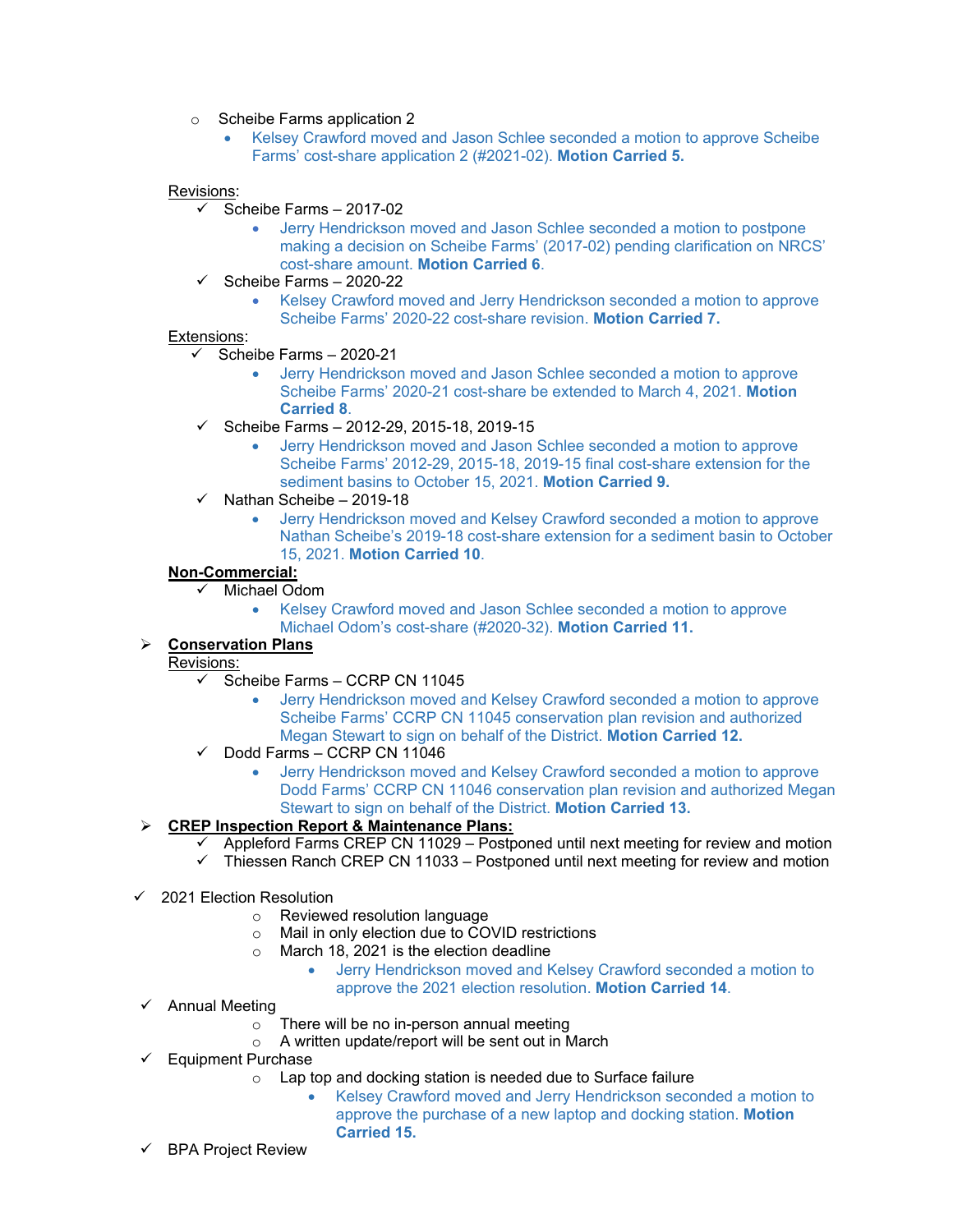- Scheibe Farms application 2
  - Kelsey Crawford moved and Jason Schlee seconded a motion to approve Scheibe Farms' cost-share application 2 (#2021-02). **Motion Carried 5.**

Revisions:

- ✓ Scheibe Farms – 2017-02
  - Jerry Hendrickson moved and Jason Schlee seconded a motion to postpone making a decision on Scheibe Farms' (2017-02) pending clarification on NRCS' cost-share amount. **Motion Carried 6**.
- ✓ Scheibe Farms – 2020-22
  - Kelsey Crawford moved and Jerry Hendrickson seconded a motion to approve Scheibe Farms' 2020-22 cost-share revision. **Motion Carried 7.**

Extensions:

- ✓ Scheibe Farms – 2020-21
  - Jerry Hendrickson moved and Jason Schlee seconded a motion to approve Scheibe Farms' 2020-21 cost-share be extended to March 4, 2021. **Motion Carried 8**.
- ✓ Scheibe Farms – 2012-29, 2015-18, 2019-15
  - Jerry Hendrickson moved and Jason Schlee seconded a motion to approve Scheibe Farms' 2012-29, 2015-18, 2019-15 final cost-share extension for the sediment basins to October 15, 2021. **Motion Carried 9.**
- ✓ Nathan Scheibe – 2019-18
  - Jerry Hendrickson moved and Kelsey Crawford seconded a motion to approve Nathan Scheibe's 2019-18 cost-share extension for a sediment basin to October 15, 2021. **Motion Carried 10**.

**Non-Commercial:**

- ✓ Michael Odom
  - Kelsey Crawford moved and Jason Schlee seconded a motion to approve Michael Odom's cost-share (#2020-32). **Motion Carried 11.**

➢ **Conservation Plans**

Revisions:

- ✓ Scheibe Farms – CCRP CN 11045
  - Jerry Hendrickson moved and Kelsey Crawford seconded a motion to approve Scheibe Farms' CCRP CN 11045 conservation plan revision and authorized Megan Stewart to sign on behalf of the District. **Motion Carried 12.**
- ✓ Dodd Farms – CCRP CN 11046
  - Jerry Hendrickson moved and Kelsey Crawford seconded a motion to approve Dodd Farms' CCRP CN 11046 conservation plan revision and authorized Megan Stewart to sign on behalf of the District. **Motion Carried 13.**

➢ **CREP Inspection Report & Maintenance Plans:**

- ✓ Appleford Farms CREP CN 11029 – Postponed until next meeting for review and motion
- ✓ Thiessen Ranch CREP CN 11033 – Postponed until next meeting for review and motion

- ✓ 2021 Election Resolution
  - Reviewed resolution language
  - Mail in only election due to COVID restrictions
  - March 18, 2021 is the election deadline
    - Jerry Hendrickson moved and Kelsey Crawford seconded a motion to approve the 2021 election resolution. **Motion Carried 14**.
- ✓ Annual Meeting
  - There will be no in-person annual meeting
  - A written update/report will be sent out in March
- ✓ Equipment Purchase
  - Lap top and docking station is needed due to Surface failure
    - Kelsey Crawford moved and Jerry Hendrickson seconded a motion to approve the purchase of a new laptop and docking station. **Motion Carried 15.**
- ✓ BPA Project Review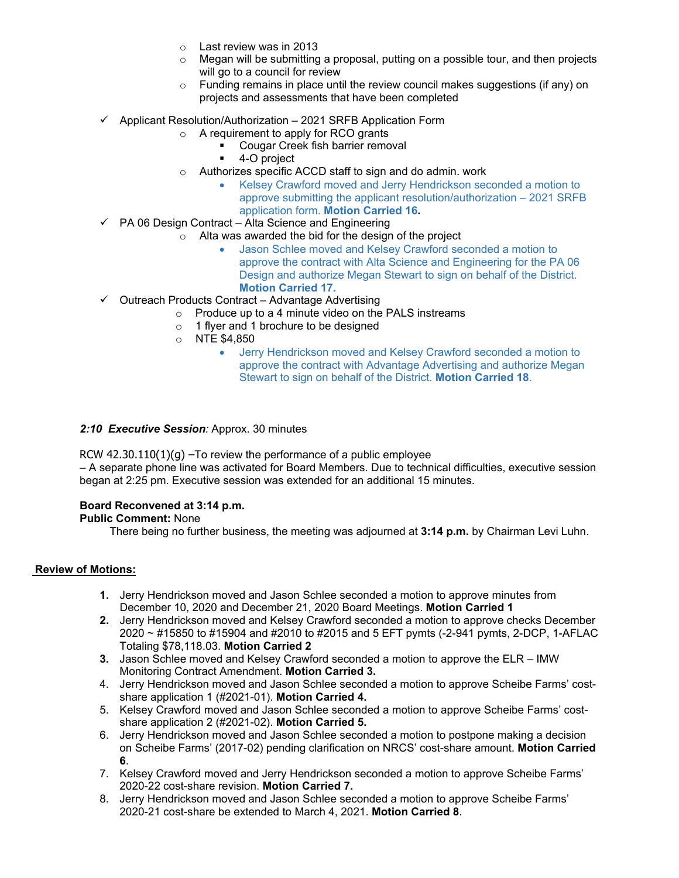- Last review was in 2013
- Megan will be submitting a proposal, putting on a possible tour, and then projects will go to a council for review
- Funding remains in place until the review council makes suggestions (if any) on projects and assessments that have been completed

- ✓ Applicant Resolution/Authorization – 2021 SRFB Application Form
  - A requirement to apply for RCO grants
    - Cougar Creek fish barrier removal
    - 4-O project
  - Authorizes specific ACCD staff to sign and do admin. work
    - Kelsey Crawford moved and Jerry Hendrickson seconded a motion to approve submitting the applicant resolution/authorization – 2021 SRFB application form. **Motion Carried 16.**
- ✓ PA 06 Design Contract – Alta Science and Engineering
  - Alta was awarded the bid for the design of the project
    - Jason Schlee moved and Kelsey Crawford seconded a motion to approve the contract with Alta Science and Engineering for the PA 06 Design and authorize Megan Stewart to sign on behalf of the District. **Motion Carried 17.**
- ✓ Outreach Products Contract – Advantage Advertising
  - Produce up to a 4 minute video on the PALS instreams
  - 1 flyer and 1 brochure to be designed
  - NTE $4,850
    - Jerry Hendrickson moved and Kelsey Crawford seconded a motion to approve the contract with Advantage Advertising and authorize Megan Stewart to sign on behalf of the District. **Motion Carried 18**.

***2:10 Executive Session****:* Approx. 30 minutes

RCW 42.30.110(1)(g) –To review the performance of a public employee
– A separate phone line was activated for Board Members. Due to technical difficulties, executive session began at 2:25 pm. Executive session was extended for an additional 15 minutes.

**Board Reconvened at 3:14 p.m.**
**Public Comment:** None
There being no further business, the meeting was adjourned at **3:14 p.m.** by Chairman Levi Luhn.

**Review of Motions:**

1. Jerry Hendrickson moved and Jason Schlee seconded a motion to approve minutes from December 10, 2020 and December 21, 2020 Board Meetings. **Motion Carried 1**
2. Jerry Hendrickson moved and Kelsey Crawford seconded a motion to approve checks December 2020 ~ #15850 to #15904 and #2010 to #2015 and 5 EFT pymts (-2-941 pymts, 2-DCP, 1-AFLAC Totaling $78,118.03. **Motion Carried 2**
3. Jason Schlee moved and Kelsey Crawford seconded a motion to approve the ELR – IMW Monitoring Contract Amendment. **Motion Carried 3.**
4. Jerry Hendrickson moved and Jason Schlee seconded a motion to approve Scheibe Farms' cost-share application 1 (#2021-01). **Motion Carried 4.**
5. Kelsey Crawford moved and Jason Schlee seconded a motion to approve Scheibe Farms' cost-share application 2 (#2021-02). **Motion Carried 5.**
6. Jerry Hendrickson moved and Jason Schlee seconded a motion to postpone making a decision on Scheibe Farms' (2017-02) pending clarification on NRCS' cost-share amount. **Motion Carried 6**.
7. Kelsey Crawford moved and Jerry Hendrickson seconded a motion to approve Scheibe Farms' 2020-22 cost-share revision. **Motion Carried 7.**
8. Jerry Hendrickson moved and Jason Schlee seconded a motion to approve Scheibe Farms' 2020-21 cost-share be extended to March 4, 2021. **Motion Carried 8**.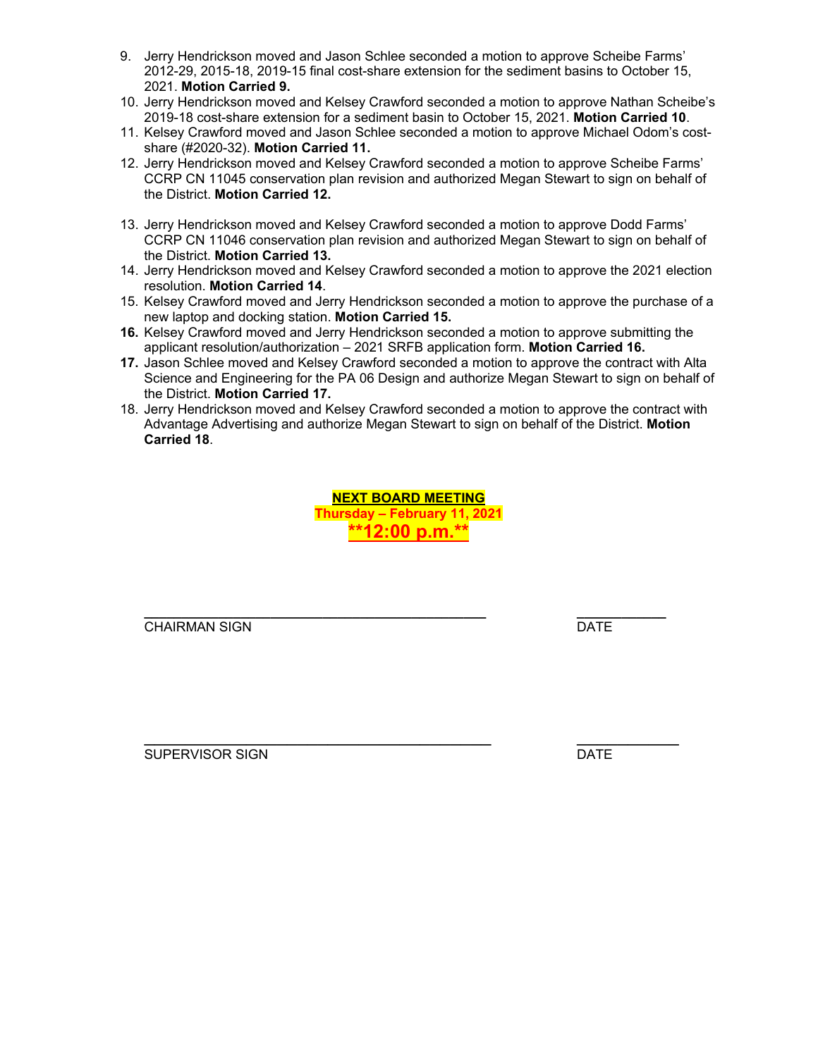9. Jerry Hendrickson moved and Jason Schlee seconded a motion to approve Scheibe Farms' 2012-29, 2015-18, 2019-15 final cost-share extension for the sediment basins to October 15, 2021. **Motion Carried 9.**
10. Jerry Hendrickson moved and Kelsey Crawford seconded a motion to approve Nathan Scheibe's 2019-18 cost-share extension for a sediment basin to October 15, 2021. **Motion Carried 10**.
11. Kelsey Crawford moved and Jason Schlee seconded a motion to approve Michael Odom's cost-share (#2020-32). **Motion Carried 11.**
12. Jerry Hendrickson moved and Kelsey Crawford seconded a motion to approve Scheibe Farms' CCRP CN 11045 conservation plan revision and authorized Megan Stewart to sign on behalf of the District. **Motion Carried 12.**
13. Jerry Hendrickson moved and Kelsey Crawford seconded a motion to approve Dodd Farms' CCRP CN 11046 conservation plan revision and authorized Megan Stewart to sign on behalf of the District. **Motion Carried 13.**
14. Jerry Hendrickson moved and Kelsey Crawford seconded a motion to approve the 2021 election resolution. **Motion Carried 14**.
15. Kelsey Crawford moved and Jerry Hendrickson seconded a motion to approve the purchase of a new laptop and docking station. **Motion Carried 15.**
16. Kelsey Crawford moved and Jerry Hendrickson seconded a motion to approve submitting the applicant resolution/authorization – 2021 SRFB application form. **Motion Carried 16.**
17. Jason Schlee moved and Kelsey Crawford seconded a motion to approve the contract with Alta Science and Engineering for the PA 06 Design and authorize Megan Stewart to sign on behalf of the District. **Motion Carried 17.**
18. Jerry Hendrickson moved and Kelsey Crawford seconded a motion to approve the contract with Advantage Advertising and authorize Megan Stewart to sign on behalf of the District. **Motion Carried 18**.

**NEXT BOARD MEETING**
**Thursday – February 11, 2021**
****12:00 p.m.****

\_\_\_\_\_\_\_\_\_\_\_\_\_\_\_\_\_\_\_\_\_\_\_\_\_\_\_\_\_\_\_\_\_\_\_\_\_\_\_\_ \_\_\_\_\_\_\_\_\_\_
CHAIRMAN SIGN DATE

\_\_\_\_\_\_\_\_\_\_\_\_\_\_\_\_\_\_\_\_\_\_\_\_\_\_\_\_\_\_\_\_\_\_\_\_\_\_\_\_ \_\_\_\_\_\_\_\_\_\_
SUPERVISOR SIGN DATE